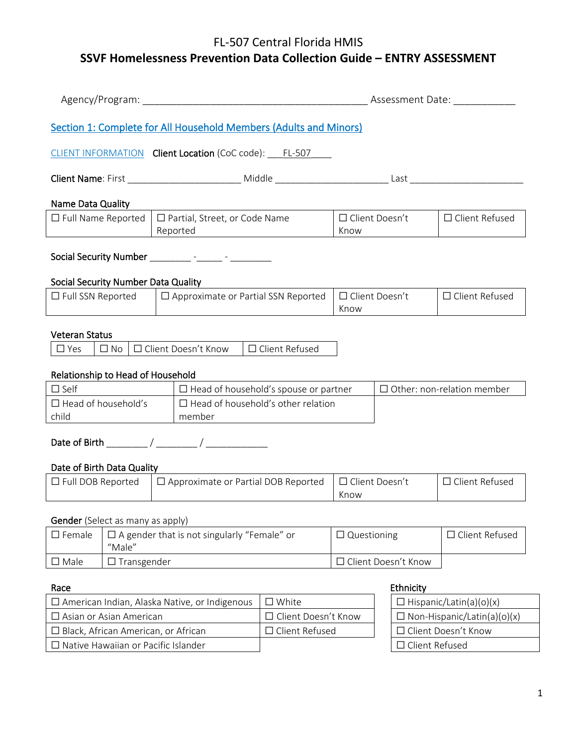# FL-507 Central Florida HMIS

## SSVF Homelessness Prevention Data Collection Guide – ENTRY ASSESSMENT

Agency/Program: ________________________________________ Assessment Date: ___________

### Section 1: Complete for All Household Members (Adults and Minors)

CLIENT INFORMATION **Client Location** (CoC code): ___FL-507____

**Client Name**: First _____________________ Middle _____________________ Last _____________________

**Name Data Quality**

| ☐ Full Name Reported | ☐ Partial, Street, or Code Name Reported | ☐ Client Doesn't Know | ☐ Client Refused |
|---|---|---|---|

**Social Security Number** ________ -_____ - ________

**Social Security Number Data Quality**

| ☐ Full SSN Reported | ☐ Approximate or Partial SSN Reported | ☐ Client Doesn't Know | ☐ Client Refused |
|---|---|---|---|

**Veteran Status**

| ☐ Yes | ☐ No | ☐ Client Doesn't Know | ☐ Client Refused |
|---|---|---|---|

**Relationship to Head of Household**

| ☐ Self | ☐ Head of household's spouse or partner | ☐ Other: non-relation member |
|---|---|---|
| ☐ Head of household's child | ☐ Head of household's other relation member | |

**Date of Birth** ________ / ________ / ____________

**Date of Birth Data Quality**

| ☐ Full DOB Reported | ☐ Approximate or Partial DOB Reported | ☐ Client Doesn't Know | ☐ Client Refused |
|---|---|---|---|

**Gender** (Select as many as apply)

| ☐ Female | ☐ A gender that is not singularly "Female" or "Male" | ☐ Questioning | ☐ Client Refused |
|---|---|---|---|
| ☐ Male | ☐ Transgender | ☐ Client Doesn't Know | |

**Race**

| ☐ American Indian, Alaska Native, or Indigenous | ☐ White |
|---|---|
| ☐ Asian or Asian American | ☐ Client Doesn't Know |
| ☐ Black, African American, or African | ☐ Client Refused |
| ☐ Native Hawaiian or Pacific Islander | |

**Ethnicity**

| ☐ Hispanic/Latin(a)(o)(x) |
|---|
| ☐ Non-Hispanic/Latin(a)(o)(x) |
| ☐ Client Doesn't Know |
| ☐ Client Refused |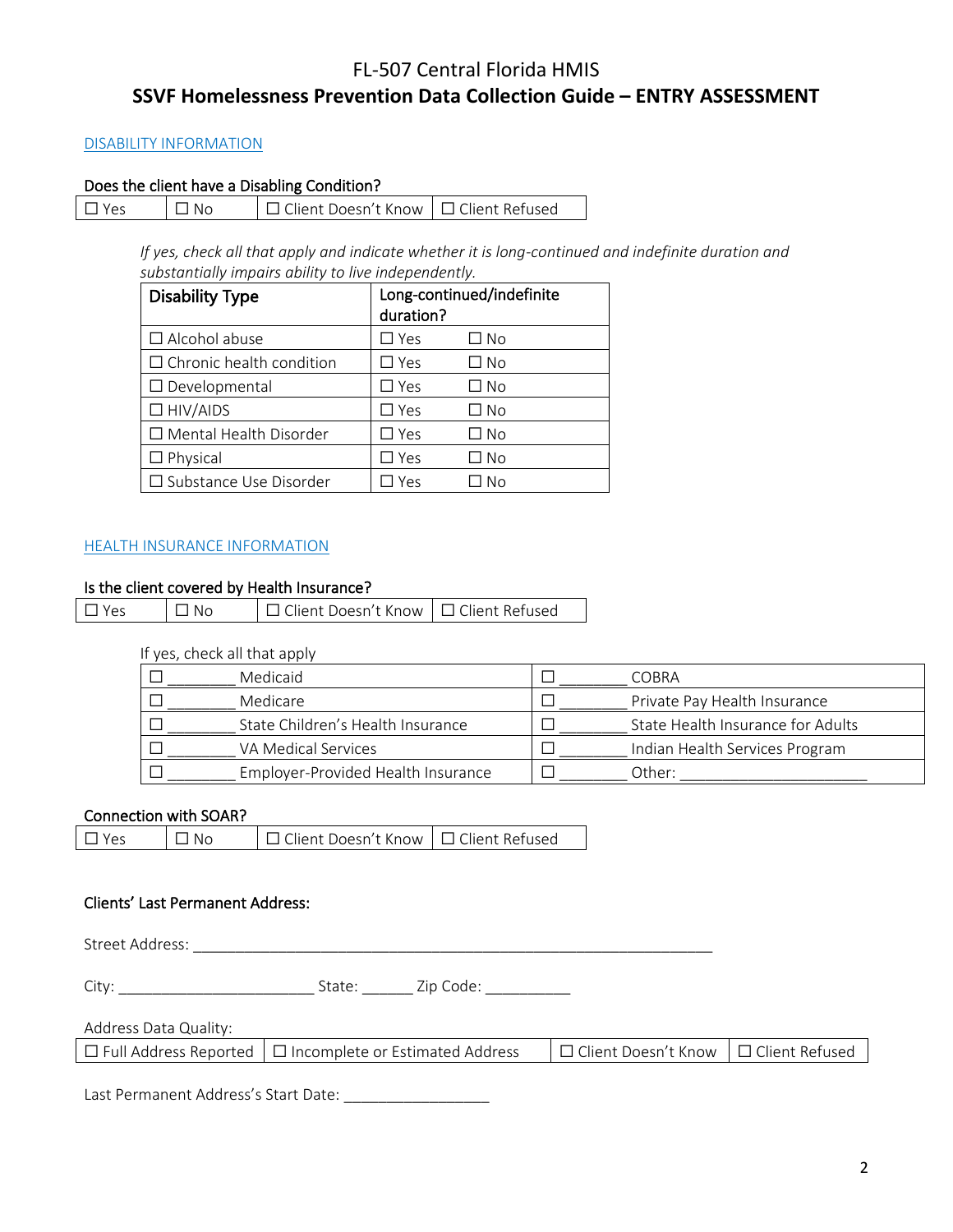# FL-507 Central Florida HMIS

## SSVF Homelessness Prevention Data Collection Guide – ENTRY ASSESSMENT

### DISABILITY INFORMATION

**Does the client have a Disabling Condition?**

| ☐ Yes | ☐ No | ☐ Client Doesn't Know | ☐ Client Refused |
|---|---|---|---|

*If yes, check all that apply and indicate whether it is long-continued and indefinite duration and substantially impairs ability to live independently.*

| Disability Type | Long-continued/indefinite duration? |
|---|---|
| ☐ Alcohol abuse | ☐ Yes ☐ No |
| ☐ Chronic health condition | ☐ Yes ☐ No |
| ☐ Developmental | ☐ Yes ☐ No |
| ☐ HIV/AIDS | ☐ Yes ☐ No |
| ☐ Mental Health Disorder | ☐ Yes ☐ No |
| ☐ Physical | ☐ Yes ☐ No |
| ☐ Substance Use Disorder | ☐ Yes ☐ No |

### HEALTH INSURANCE INFORMATION

**Is the client covered by Health Insurance?**

| ☐ Yes | ☐ No | ☐ Client Doesn't Know | ☐ Client Refused |
|---|---|---|---|

If yes, check all that apply

| | |
|---|---|
| ☐ ________ Medicaid | ☐ ________ COBRA |
| ☐ ________ Medicare | ☐ ________ Private Pay Health Insurance |
| ☐ ________ State Children's Health Insurance | ☐ ________ State Health Insurance for Adults |
| ☐ ________ VA Medical Services | ☐ ________ Indian Health Services Program |
| ☐ ________ Employer-Provided Health Insurance | ☐ ________ Other: ______________________ |

**Connection with SOAR?**

| ☐ Yes | ☐ No | ☐ Client Doesn't Know | ☐ Client Refused |
|---|---|---|---|

**Clients' Last Permanent Address:**

Street Address: ______________________________________________________________

City: _______________________ State: ______ Zip Code: __________

Address Data Quality:

| ☐ Full Address Reported | ☐ Incomplete or Estimated Address | ☐ Client Doesn't Know | ☐ Client Refused |
|---|---|---|---|

Last Permanent Address's Start Date: _________________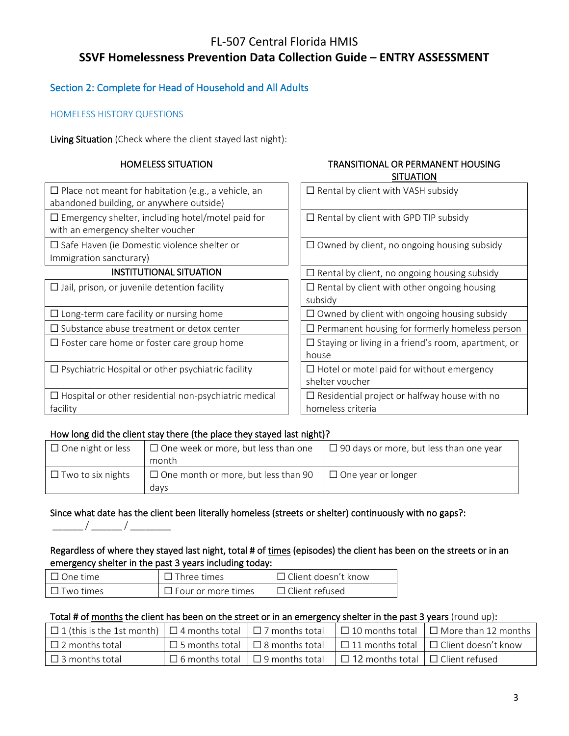# FL-507 Central Florida HMIS
## SSVF Homelessness Prevention Data Collection Guide – ENTRY ASSESSMENT

### Section 2: Complete for Head of Household and All Adults

#### HOMELESS HISTORY QUESTIONS

**Living Situation** (Check where the client stayed last night):

| HOMELESS SITUATION | TRANSITIONAL OR PERMANENT HOUSING SITUATION |
|---|---|
| ☐ Place not meant for habitation (e.g., a vehicle, an abandoned building, or anywhere outside) | ☐ Rental by client with VASH subsidy |
| ☐ Emergency shelter, including hotel/motel paid for with an emergency shelter voucher | ☐ Rental by client with GPD TIP subsidy |
| ☐ Safe Haven (ie Domestic violence shelter or Immigration sanctuary) | ☐ Owned by client, no ongoing housing subsidy |
| **INSTITUTIONAL SITUATION** | ☐ Rental by client, no ongoing housing subsidy |
| ☐ Jail, prison, or juvenile detention facility | ☐ Rental by client with other ongoing housing subsidy |
| ☐ Long-term care facility or nursing home | ☐ Owned by client with ongoing housing subsidy |
| ☐ Substance abuse treatment or detox center | ☐ Permanent housing for formerly homeless person |
| ☐ Foster care home or foster care group home | ☐ Staying or living in a friend's room, apartment, or house |
| ☐ Psychiatric Hospital or other psychiatric facility | ☐ Hotel or motel paid for without emergency shelter voucher |
| ☐ Hospital or other residential non-psychiatric medical facility | ☐ Residential project or halfway house with no homeless criteria |

**How long did the client stay there (the place they stayed last night)?**

| | | |
|---|---|---|
| ☐ One night or less | ☐ One week or more, but less than one month | ☐ 90 days or more, but less than one year |
| ☐ Two to six nights | ☐ One month or more, but less than 90 days | ☐ One year or longer |

**Since what date has the client been literally homeless (streets or shelter) continuously with no gaps?:**

______ / ______ / ________

**Regardless of where they stayed last night, total # of times (episodes) the client has been on the streets or in an emergency shelter in the past 3 years including today:**

| | | |
|---|---|---|
| ☐ One time | ☐ Three times | ☐ Client doesn't know |
| ☐ Two times | ☐ Four or more times | ☐ Client refused |

**Total # of months the client has been on the street or in an emergency shelter in the past 3 years** (round up)**:**

| | | | | |
|---|---|---|---|---|
| ☐ 1 (this is the 1st month) | ☐ 4 months total | ☐ 7 months total | ☐ 10 months total | ☐ More than 12 months |
| ☐ 2 months total | ☐ 5 months total | ☐ 8 months total | ☐ 11 months total | ☐ Client doesn't know |
| ☐ 3 months total | ☐ 6 months total | ☐ 9 months total | ☐ 12 months total | ☐ Client refused |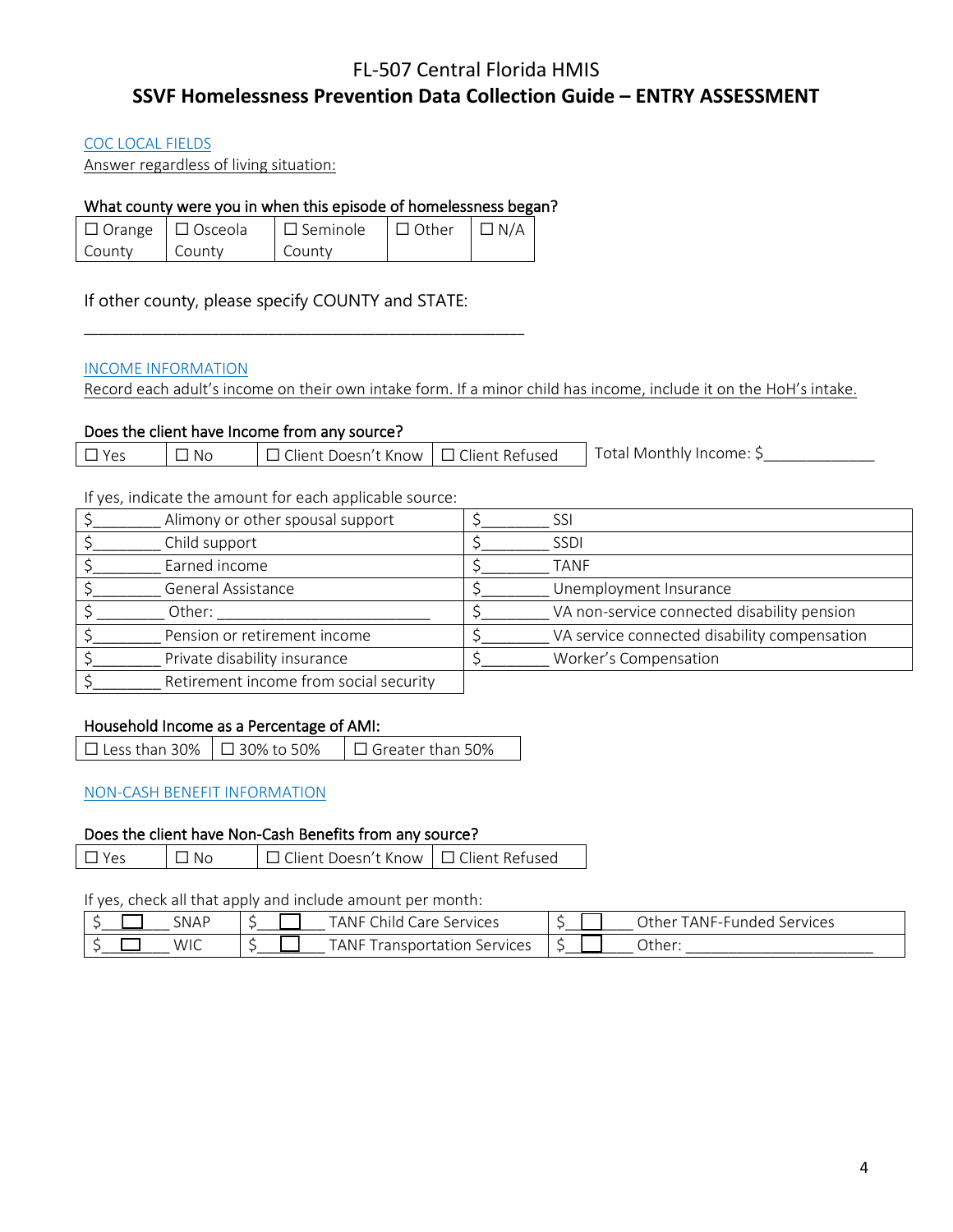# FL-507 Central Florida HMIS
## SSVF Homelessness Prevention Data Collection Guide – ENTRY ASSESSMENT

COC LOCAL FIELDS

Answer regardless of living situation:

**What county were you in when this episode of homelessness began?**

| ☐ Orange County | ☐ Osceola County | ☐ Seminole County | ☐ Other | ☐ N/A |
|---|---|---|---|---|

If other county, please specify COUNTY and STATE:

___________________________________________________

INCOME INFORMATION

Record each adult's income on their own intake form. If a minor child has income, include it on the HoH's intake.

**Does the client have Income from any source?**

| ☐ Yes | ☐ No | ☐ Client Doesn't Know | ☐ Client Refused | Total Monthly Income: $_____________ |
|---|---|---|---|---|

If yes, indicate the amount for each applicable source:

| | |
|---|---|
| $________ Alimony or other spousal support | $________ SSI |
| $________ Child support | $________ SSDI |
| $________ Earned income | $________ TANF |
| $________ General Assistance | $________ Unemployment Insurance |
| $ ________ Other: _________________________ | $________ VA non-service connected disability pension |
| $________ Pension or retirement income | $________ VA service connected disability compensation |
| $________ Private disability insurance | $________ Worker's Compensation |
| $________ Retirement income from social security | |

**Household Income as a Percentage of AMI:**

| ☐ Less than 30% | ☐ 30% to 50% | ☐ Greater than 50% |
|---|---|---|

NON-CASH BENEFIT INFORMATION

**Does the client have Non-Cash Benefits from any source?**

| ☐ Yes | ☐ No | ☐ Client Doesn't Know | ☐ Client Refused |
|---|---|---|---|

If yes, check all that apply and include amount per month:

| | | |
|---|---|---|
| $ ☐ SNAP | $ ☐ TANF Child Care Services | $ ☐ Other TANF-Funded Services |
| $ ☐ WIC | $ ☐ TANF Transportation Services | $ ☐ Other: ______________________ |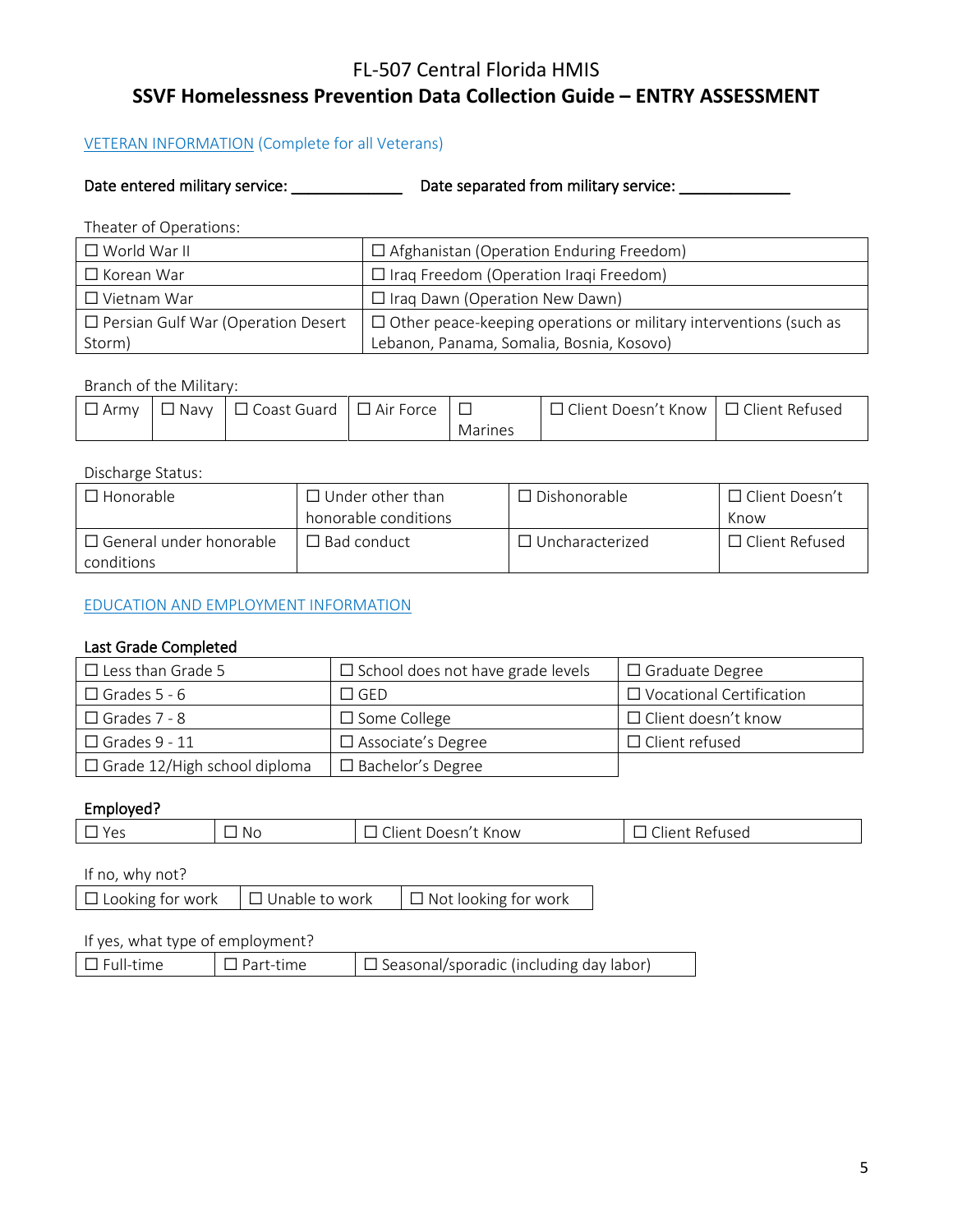# FL-507 Central Florida HMIS

## SSVF Homelessness Prevention Data Collection Guide – ENTRY ASSESSMENT

### VETERAN INFORMATION (Complete for all Veterans)

**Date entered military service:** _____________ **Date separated from military service:** _____________

Theater of Operations:

| | |
|---|---|
| ☐ World War II | ☐ Afghanistan (Operation Enduring Freedom) |
| ☐ Korean War | ☐ Iraq Freedom (Operation Iraqi Freedom) |
| ☐ Vietnam War | ☐ Iraq Dawn (Operation New Dawn) |
| ☐ Persian Gulf War (Operation Desert Storm) | ☐ Other peace-keeping operations or military interventions (such as Lebanon, Panama, Somalia, Bosnia, Kosovo) |

Branch of the Military:

| | | | | | | |
|---|---|---|---|---|---|---|
| ☐ Army | ☐ Navy | ☐ Coast Guard | ☐ Air Force | ☐ Marines | ☐ Client Doesn't Know | ☐ Client Refused |

Discharge Status:

| | | | |
|---|---|---|---|
| ☐ Honorable | ☐ Under other than honorable conditions | ☐ Dishonorable | ☐ Client Doesn't Know |
| ☐ General under honorable conditions | ☐ Bad conduct | ☐ Uncharacterized | ☐ Client Refused |

### EDUCATION AND EMPLOYMENT INFORMATION

**Last Grade Completed**

| | | |
|---|---|---|
| ☐ Less than Grade 5 | ☐ School does not have grade levels | ☐ Graduate Degree |
| ☐ Grades 5 - 6 | ☐ GED | ☐ Vocational Certification |
| ☐ Grades 7 - 8 | ☐ Some College | ☐ Client doesn't know |
| ☐ Grades 9 - 11 | ☐ Associate's Degree | ☐ Client refused |
| ☐ Grade 12/High school diploma | ☐ Bachelor's Degree | |

**Employed?**

| | | | |
|---|---|---|---|
| ☐ Yes | ☐ No | ☐ Client Doesn't Know | ☐ Client Refused |

If no, why not?

| | | |
|---|---|---|
| ☐ Looking for work | ☐ Unable to work | ☐ Not looking for work |

If yes, what type of employment?

| | | |
|---|---|---|
| ☐ Full-time | ☐ Part-time | ☐ Seasonal/sporadic (including day labor) |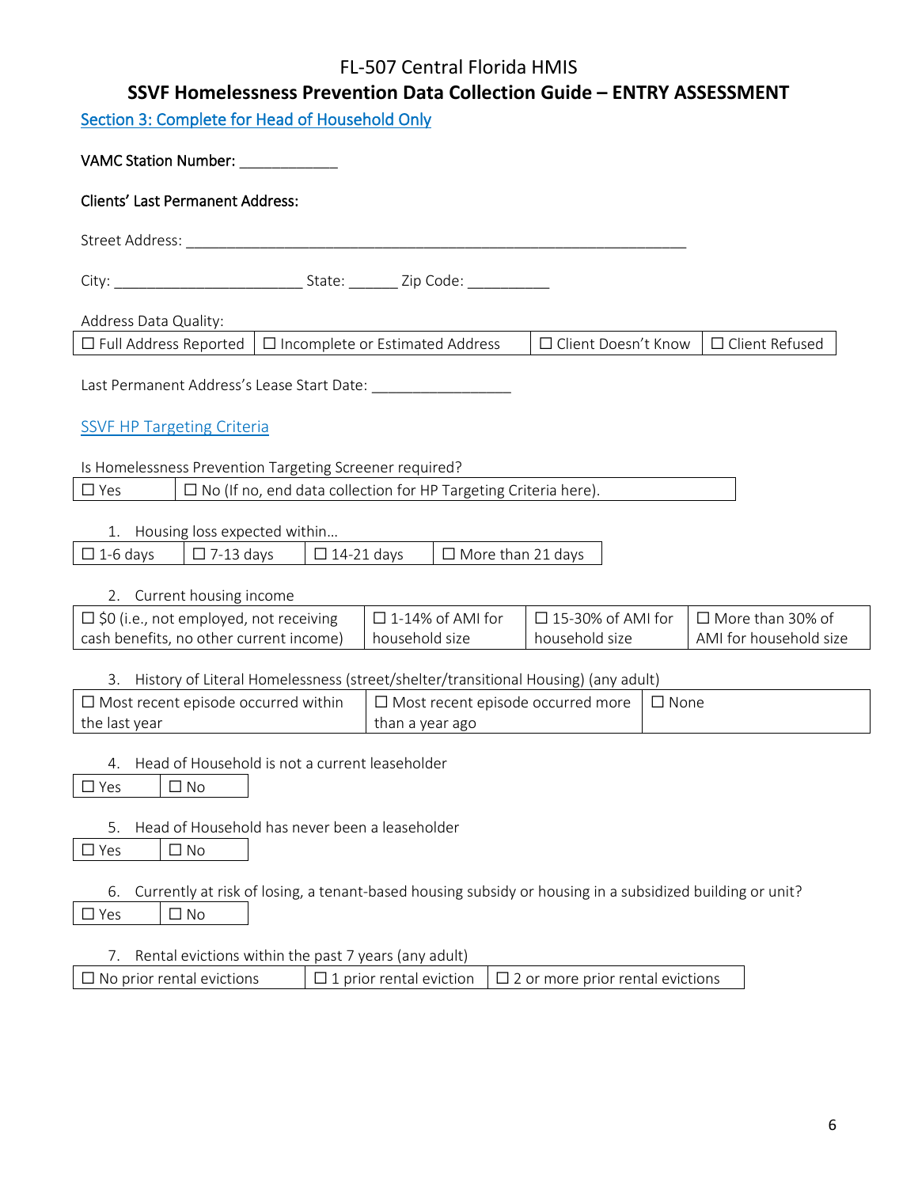# FL-507 Central Florida HMIS

## SSVF Homelessness Prevention Data Collection Guide – ENTRY ASSESSMENT

### Section 3: Complete for Head of Household Only

**VAMC Station Number:** ____________

**Clients' Last Permanent Address:**

Street Address: ________________________________________________________________

City: _______________________ State: ______ Zip Code: __________

Address Data Quality:

| ☐ Full Address Reported | ☐ Incomplete or Estimated Address | ☐ Client Doesn't Know | ☐ Client Refused |
|---|---|---|---|

Last Permanent Address's Lease Start Date: _________________

### SSVF HP Targeting Criteria

Is Homelessness Prevention Targeting Screener required?

| ☐ Yes | ☐ No (If no, end data collection for HP Targeting Criteria here). |
|---|---|

1. Housing loss expected within…

| ☐ 1-6 days | ☐ 7-13 days | ☐ 14-21 days | ☐ More than 21 days |
|---|---|---|---|

2. Current housing income

| ☐ $0 (i.e., not employed, not receiving cash benefits, no other current income) | ☐ 1-14% of AMI for household size | ☐ 15-30% of AMI for household size | ☐ More than 30% of AMI for household size |
|---|---|---|---|

3. History of Literal Homelessness (street/shelter/transitional Housing) (any adult)

| ☐ Most recent episode occurred within the last year | ☐ Most recent episode occurred more than a year ago | ☐ None |
|---|---|---|

4. Head of Household is not a current leaseholder

| ☐ Yes | ☐ No |
|---|---|

5. Head of Household has never been a leaseholder

| ☐ Yes | ☐ No |
|---|---|

6. Currently at risk of losing, a tenant-based housing subsidy or housing in a subsidized building or unit?

| ☐ Yes | ☐ No |
|---|---|

7. Rental evictions within the past 7 years (any adult)

| ☐ No prior rental evictions | ☐ 1 prior rental eviction | ☐ 2 or more prior rental evictions |
|---|---|---|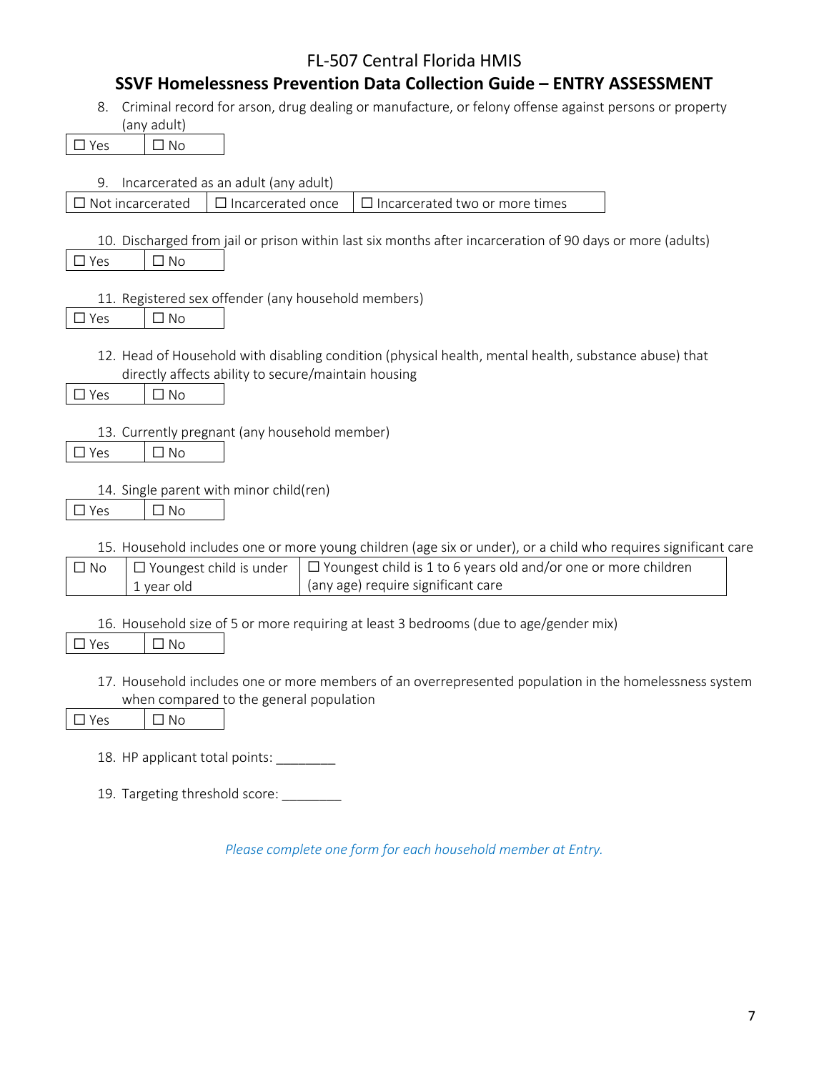# FL-507 Central Florida HMIS

## SSVF Homelessness Prevention Data Collection Guide – ENTRY ASSESSMENT

8. Criminal record for arson, drug dealing or manufacture, or felony offense against persons or property (any adult)

| | |
|---|---|
| ☐ Yes | ☐ No |

9. Incarcerated as an adult (any adult)

| | | |
|---|---|---|
| ☐ Not incarcerated | ☐ Incarcerated once | ☐ Incarcerated two or more times |

10. Discharged from jail or prison within last six months after incarceration of 90 days or more (adults)

| | |
|---|---|
| ☐ Yes | ☐ No |

11. Registered sex offender (any household members)

| | |
|---|---|
| ☐ Yes | ☐ No |

12. Head of Household with disabling condition (physical health, mental health, substance abuse) that directly affects ability to secure/maintain housing

| | |
|---|---|
| ☐ Yes | ☐ No |

13. Currently pregnant (any household member)

| | |
|---|---|
| ☐ Yes | ☐ No |

14. Single parent with minor child(ren)

| | |
|---|---|
| ☐ Yes | ☐ No |

15. Household includes one or more young children (age six or under), or a child who requires significant care

| | | |
|---|---|---|
| ☐ No | ☐ Youngest child is under 1 year old | ☐ Youngest child is 1 to 6 years old and/or one or more children (any age) require significant care |

16. Household size of 5 or more requiring at least 3 bedrooms (due to age/gender mix)

| | |
|---|---|
| ☐ Yes | ☐ No |

17. Household includes one or more members of an overrepresented population in the homelessness system when compared to the general population

| | |
|---|---|
| ☐ Yes | ☐ No |

18. HP applicant total points: ________

19. Targeting threshold score: ________

*Please complete one form for each household member at Entry.*